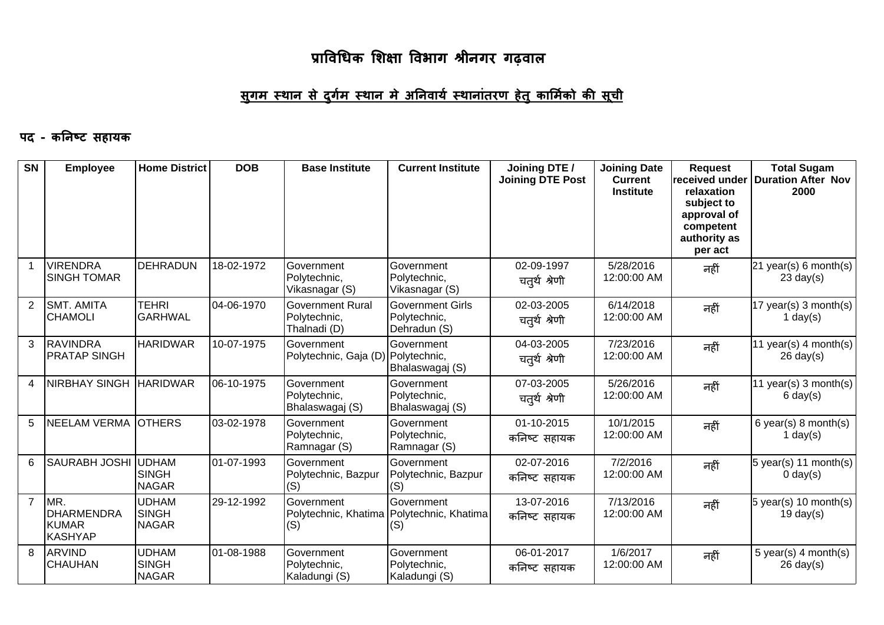# प्राविधिक शिक्षा विभाग श्रीनगर गढ़वाल

## सुगम स्थान से दुर्गम स्थान मे अनिवार्य स्थानांतरण हेतु कार्मिको की सूची

### पद - कनिष्ट सहायक

| SN | Employee | Home District | DOB | Base Institute | Current Institute | Joining DTE / Joining DTE Post | Joining Date Current Institute | Request received under relaxation subject to approval of competent authority as per act | Total Sugam Duration After Nov 2000 |
|---|---|---|---|---|---|---|---|---|---|
| 1 | VIRENDRA SINGH TOMAR | DEHRADUN | 18-02-1972 | Government Polytechnic, Vikasnagar (S) | Government Polytechnic, Vikasnagar (S) | 02-09-1997 चतुर्थ श्रेणी | 5/28/2016 12:00:00 AM | नहीं | 21 year(s) 6 month(s) 23 day(s) |
| 2 | SMT. AMITA CHAMOLI | TEHRI GARHWAL | 04-06-1970 | Government Rural Polytechnic, Thalnadi (D) | Government Girls Polytechnic, Dehradun (S) | 02-03-2005 चतुर्थ श्रेणी | 6/14/2018 12:00:00 AM | नहीं | 17 year(s) 3 month(s) 1 day(s) |
| 3 | RAVINDRA PRATAP SINGH | HARIDWAR | 10-07-1975 | Government Polytechnic, Gaja (D) | Government Polytechnic, Bhalaswagaj (S) | 04-03-2005 चतुर्थ श्रेणी | 7/23/2016 12:00:00 AM | नहीं | 11 year(s) 4 month(s) 26 day(s) |
| 4 | NIRBHAY SINGH | HARIDWAR | 06-10-1975 | Government Polytechnic, Bhalaswagaj (S) | Government Polytechnic, Bhalaswagaj (S) | 07-03-2005 चतुर्थ श्रेणी | 5/26/2016 12:00:00 AM | नहीं | 11 year(s) 3 month(s) 6 day(s) |
| 5 | NEELAM VERMA | OTHERS | 03-02-1978 | Government Polytechnic, Ramnagar (S) | Government Polytechnic, Ramnagar (S) | 01-10-2015 कनिष्ट सहायक | 10/1/2015 12:00:00 AM | नहीं | 6 year(s) 8 month(s) 1 day(s) |
| 6 | SAURABH JOSHI | UDHAM SINGH NAGAR | 01-07-1993 | Government Polytechnic, Bazpur (S) | Government Polytechnic, Bazpur (S) | 02-07-2016 कनिष्ट सहायक | 7/2/2016 12:00:00 AM | नहीं | 5 year(s) 11 month(s) 0 day(s) |
| 7 | MR. DHARMENDRA KUMAR KASHYAP | UDHAM SINGH NAGAR | 29-12-1992 | Government Polytechnic, Khatima (S) | Government Polytechnic, Khatima (S) | 13-07-2016 कनिष्ट सहायक | 7/13/2016 12:00:00 AM | नहीं | 5 year(s) 10 month(s) 19 day(s) |
| 8 | ARVIND CHAUHAN | UDHAM SINGH NAGAR | 01-08-1988 | Government Polytechnic, Kaladungi (S) | Government Polytechnic, Kaladungi (S) | 06-01-2017 कनिष्ट सहायक | 1/6/2017 12:00:00 AM | नहीं | 5 year(s) 4 month(s) 26 day(s) |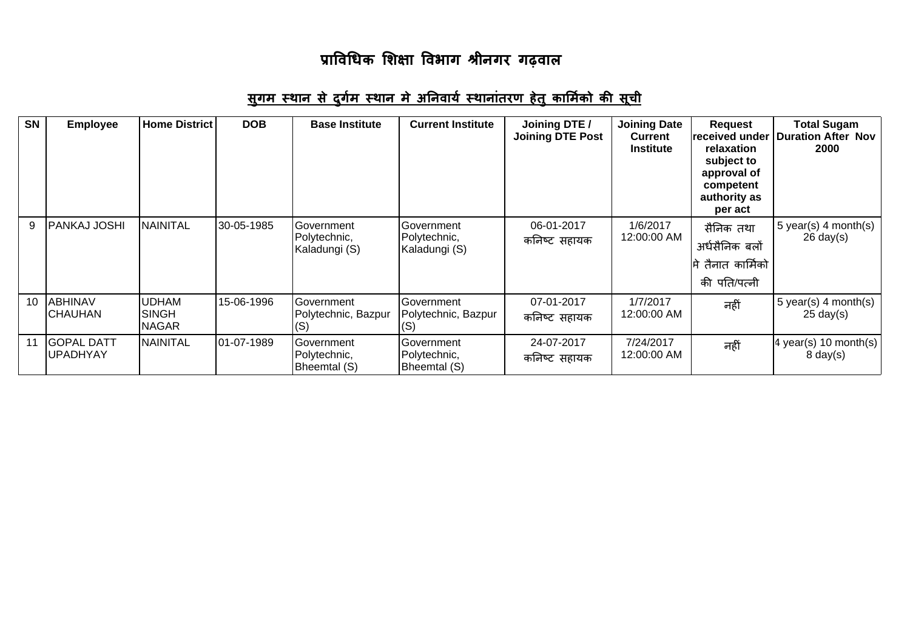# प्राविधिक शिक्षा विभाग श्रीनगर गढ़वाल

## सुगम स्थान से दुर्गम स्थान मे अनिवार्य स्थानांतरण हेतु कार्मिको की सूची

| SN | Employee | Home District | DOB | Base Institute | Current Institute | Joining DTE / Joining DTE Post | Joining Date Current Institute | Request received under relaxation subject to approval of competent authority as per act | Total Sugam Duration After Nov 2000 |
|---|---|---|---|---|---|---|---|---|---|
| 9 | PANKAJ JOSHI | NAINITAL | 30-05-1985 | Government Polytechnic, Kaladungi (S) | Government Polytechnic, Kaladungi (S) | 06-01-2017 कनिष्ट सहायक | 1/6/2017 12:00:00 AM | सैनिक तथा अर्धसैनिक बलों मे तैनात कार्मिको की पति/पत्नी | 5 year(s) 4 month(s) 26 day(s) |
| 10 | ABHINAV CHAUHAN | UDHAM SINGH NAGAR | 15-06-1996 | Government Polytechnic, Bazpur (S) | Government Polytechnic, Bazpur (S) | 07-01-2017 कनिष्ट सहायक | 1/7/2017 12:00:00 AM | नहीं | 5 year(s) 4 month(s) 25 day(s) |
| 11 | GOPAL DATT UPADHYAY | NAINITAL | 01-07-1989 | Government Polytechnic, Bheemtal (S) | Government Polytechnic, Bheemtal (S) | 24-07-2017 कनिष्ट सहायक | 7/24/2017 12:00:00 AM | नहीं | 4 year(s) 10 month(s) 8 day(s) |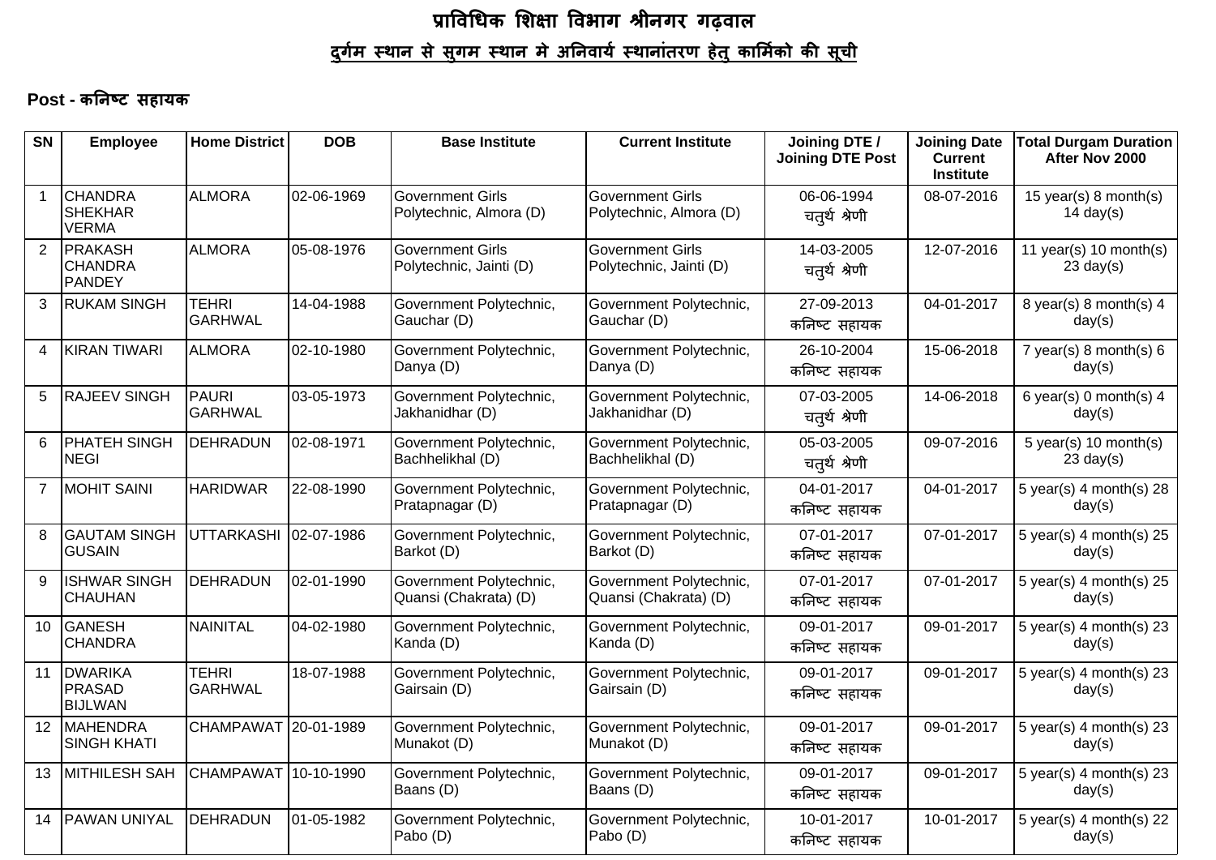# प्राविधिक शिक्षा विभाग श्रीनगर गढ़वाल

## दुर्गम स्थान से सुगम स्थान मे अनिवार्य स्थानांतरण हेतु कार्मिको की सूची

**Post - कनिष्ट सहायक**

| SN | Employee | Home District | DOB | Base Institute | Current Institute | Joining DTE / Joining DTE Post | Joining Date Current Institute | Total Durgam Duration After Nov 2000 |
|---|---|---|---|---|---|---|---|---|
| 1 | CHANDRA SHEKHAR VERMA | ALMORA | 02-06-1969 | Government Girls Polytechnic, Almora (D) | Government Girls Polytechnic, Almora (D) | 06-06-1994 चतुर्थ श्रेणी | 08-07-2016 | 15 year(s) 8 month(s) 14 day(s) |
| 2 | PRAKASH CHANDRA PANDEY | ALMORA | 05-08-1976 | Government Girls Polytechnic, Jainti (D) | Government Girls Polytechnic, Jainti (D) | 14-03-2005 चतुर्थ श्रेणी | 12-07-2016 | 11 year(s) 10 month(s) 23 day(s) |
| 3 | RUKAM SINGH | TEHRI GARHWAL | 14-04-1988 | Government Polytechnic, Gauchar (D) | Government Polytechnic, Gauchar (D) | 27-09-2013 कनिष्ट सहायक | 04-01-2017 | 8 year(s) 8 month(s) 4 day(s) |
| 4 | KIRAN TIWARI | ALMORA | 02-10-1980 | Government Polytechnic, Danya (D) | Government Polytechnic, Danya (D) | 26-10-2004 कनिष्ट सहायक | 15-06-2018 | 7 year(s) 8 month(s) 6 day(s) |
| 5 | RAJEEV SINGH | PAURI GARHWAL | 03-05-1973 | Government Polytechnic, Jakhanidhar (D) | Government Polytechnic, Jakhanidhar (D) | 07-03-2005 चतुर्थ श्रेणी | 14-06-2018 | 6 year(s) 0 month(s) 4 day(s) |
| 6 | PHATEH SINGH NEGI | DEHRADUN | 02-08-1971 | Government Polytechnic, Bachhelikhal (D) | Government Polytechnic, Bachhelikhal (D) | 05-03-2005 चतुर्थ श्रेणी | 09-07-2016 | 5 year(s) 10 month(s) 23 day(s) |
| 7 | MOHIT SAINI | HARIDWAR | 22-08-1990 | Government Polytechnic, Pratapnagar (D) | Government Polytechnic, Pratapnagar (D) | 04-01-2017 कनिष्ट सहायक | 04-01-2017 | 5 year(s) 4 month(s) 28 day(s) |
| 8 | GAUTAM SINGH GUSAIN | UTTARKASHI | 02-07-1986 | Government Polytechnic, Barkot (D) | Government Polytechnic, Barkot (D) | 07-01-2017 कनिष्ट सहायक | 07-01-2017 | 5 year(s) 4 month(s) 25 day(s) |
| 9 | ISHWAR SINGH CHAUHAN | DEHRADUN | 02-01-1990 | Government Polytechnic, Quansi (Chakrata) (D) | Government Polytechnic, Quansi (Chakrata) (D) | 07-01-2017 कनिष्ट सहायक | 07-01-2017 | 5 year(s) 4 month(s) 25 day(s) |
| 10 | GANESH CHANDRA | NAINITAL | 04-02-1980 | Government Polytechnic, Kanda (D) | Government Polytechnic, Kanda (D) | 09-01-2017 कनिष्ट सहायक | 09-01-2017 | 5 year(s) 4 month(s) 23 day(s) |
| 11 | DWARIKA PRASAD BIJLWAN | TEHRI GARHWAL | 18-07-1988 | Government Polytechnic, Gairsain (D) | Government Polytechnic, Gairsain (D) | 09-01-2017 कनिष्ट सहायक | 09-01-2017 | 5 year(s) 4 month(s) 23 day(s) |
| 12 | MAHENDRA SINGH KHATI | CHAMPAWAT | 20-01-1989 | Government Polytechnic, Munakot (D) | Government Polytechnic, Munakot (D) | 09-01-2017 कनिष्ट सहायक | 09-01-2017 | 5 year(s) 4 month(s) 23 day(s) |
| 13 | MITHILESH SAH | CHAMPAWAT | 10-10-1990 | Government Polytechnic, Baans (D) | Government Polytechnic, Baans (D) | 09-01-2017 कनिष्ट सहायक | 09-01-2017 | 5 year(s) 4 month(s) 23 day(s) |
| 14 | PAWAN UNIYAL | DEHRADUN | 01-05-1982 | Government Polytechnic, Pabo (D) | Government Polytechnic, Pabo (D) | 10-01-2017 कनिष्ट सहायक | 10-01-2017 | 5 year(s) 4 month(s) 22 day(s) |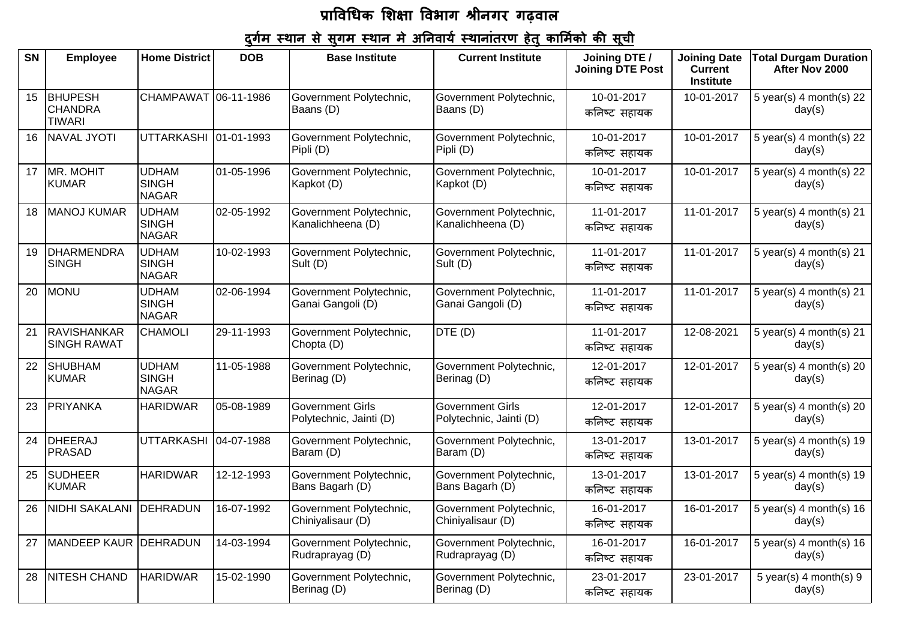# प्राविधिक शिक्षा विभाग श्रीनगर गढ़वाल

## दुर्गम स्थान से सुगम स्थान मे अनिवार्य स्थानांतरण हेतु कार्मिको की सूची

| SN | Employee | Home District | DOB | Base Institute | Current Institute | Joining DTE / Joining DTE Post | Joining Date Current Institute | Total Durgam Duration After Nov 2000 |
|---|---|---|---|---|---|---|---|---|
| 15 | BHUPESH CHANDRA TIWARI | CHAMPAWAT | 06-11-1986 | Government Polytechnic, Baans (D) | Government Polytechnic, Baans (D) | 10-01-2017 कनिष्ट सहायक | 10-01-2017 | 5 year(s) 4 month(s) 22 day(s) |
| 16 | NAVAL JYOTI | UTTARKASHI | 01-01-1993 | Government Polytechnic, Pipli (D) | Government Polytechnic, Pipli (D) | 10-01-2017 कनिष्ट सहायक | 10-01-2017 | 5 year(s) 4 month(s) 22 day(s) |
| 17 | MR. MOHIT KUMAR | UDHAM SINGH NAGAR | 01-05-1996 | Government Polytechnic, Kapkot (D) | Government Polytechnic, Kapkot (D) | 10-01-2017 कनिष्ट सहायक | 10-01-2017 | 5 year(s) 4 month(s) 22 day(s) |
| 18 | MANOJ KUMAR | UDHAM SINGH NAGAR | 02-05-1992 | Government Polytechnic, Kanalichheena (D) | Government Polytechnic, Kanalichheena (D) | 11-01-2017 कनिष्ट सहायक | 11-01-2017 | 5 year(s) 4 month(s) 21 day(s) |
| 19 | DHARMENDRA SINGH | UDHAM SINGH NAGAR | 10-02-1993 | Government Polytechnic, Sult (D) | Government Polytechnic, Sult (D) | 11-01-2017 कनिष्ट सहायक | 11-01-2017 | 5 year(s) 4 month(s) 21 day(s) |
| 20 | MONU | UDHAM SINGH NAGAR | 02-06-1994 | Government Polytechnic, Ganai Gangoli (D) | Government Polytechnic, Ganai Gangoli (D) | 11-01-2017 कनिष्ट सहायक | 11-01-2017 | 5 year(s) 4 month(s) 21 day(s) |
| 21 | RAVISHANKAR SINGH RAWAT | CHAMOLI | 29-11-1993 | Government Polytechnic, Chopta (D) | DTE (D) | 11-01-2017 कनिष्ट सहायक | 12-08-2021 | 5 year(s) 4 month(s) 21 day(s) |
| 22 | SHUBHAM KUMAR | UDHAM SINGH NAGAR | 11-05-1988 | Government Polytechnic, Berinag (D) | Government Polytechnic, Berinag (D) | 12-01-2017 कनिष्ट सहायक | 12-01-2017 | 5 year(s) 4 month(s) 20 day(s) |
| 23 | PRIYANKA | HARIDWAR | 05-08-1989 | Government Girls Polytechnic, Jainti (D) | Government Girls Polytechnic, Jainti (D) | 12-01-2017 कनिष्ट सहायक | 12-01-2017 | 5 year(s) 4 month(s) 20 day(s) |
| 24 | DHEERAJ PRASAD | UTTARKASHI | 04-07-1988 | Government Polytechnic, Baram (D) | Government Polytechnic, Baram (D) | 13-01-2017 कनिष्ट सहायक | 13-01-2017 | 5 year(s) 4 month(s) 19 day(s) |
| 25 | SUDHEER KUMAR | HARIDWAR | 12-12-1993 | Government Polytechnic, Bans Bagarh (D) | Government Polytechnic, Bans Bagarh (D) | 13-01-2017 कनिष्ट सहायक | 13-01-2017 | 5 year(s) 4 month(s) 19 day(s) |
| 26 | NIDHI SAKALANI | DEHRADUN | 16-07-1992 | Government Polytechnic, Chiniyalisaur (D) | Government Polytechnic, Chiniyalisaur (D) | 16-01-2017 कनिष्ट सहायक | 16-01-2017 | 5 year(s) 4 month(s) 16 day(s) |
| 27 | MANDEEP KAUR | DEHRADUN | 14-03-1994 | Government Polytechnic, Rudraprayag (D) | Government Polytechnic, Rudraprayag (D) | 16-01-2017 कनिष्ट सहायक | 16-01-2017 | 5 year(s) 4 month(s) 16 day(s) |
| 28 | NITESH CHAND | HARIDWAR | 15-02-1990 | Government Polytechnic, Berinag (D) | Government Polytechnic, Berinag (D) | 23-01-2017 कनिष्ट सहायक | 23-01-2017 | 5 year(s) 4 month(s) 9 day(s) |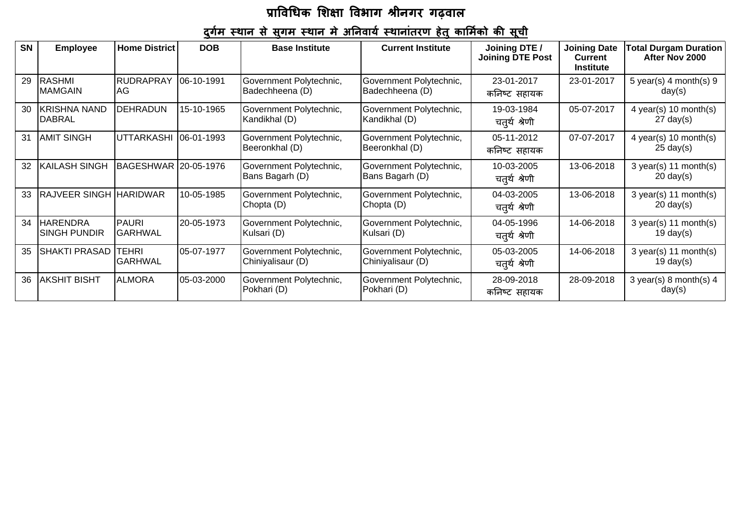# प्राविधिक शिक्षा विभाग श्रीनगर गढ़वाल

## दुर्गम स्थान से सुगम स्थान मे अनिवार्य स्थानांतरण हेतु कार्मिको की सूची

| SN | Employee | Home District | DOB | Base Institute | Current Institute | Joining DTE / Joining DTE Post | Joining Date Current Institute | Total Durgam Duration After Nov 2000 |
|---|---|---|---|---|---|---|---|---|
| 29 | RASHMI MAMGAIN | RUDRAPRAYAG | 06-10-1991 | Government Polytechnic, Badechheena (D) | Government Polytechnic, Badechheena (D) | 23-01-2017 कनिष्ट सहायक | 23-01-2017 | 5 year(s) 4 month(s) 9 day(s) |
| 30 | KRISHNA NAND DABRAL | DEHRADUN | 15-10-1965 | Government Polytechnic, Kandikhal (D) | Government Polytechnic, Kandikhal (D) | 19-03-1984 चतुर्थ श्रेणी | 05-07-2017 | 4 year(s) 10 month(s) 27 day(s) |
| 31 | AMIT SINGH | UTTARKASHI | 06-01-1993 | Government Polytechnic, Beeronkhal (D) | Government Polytechnic, Beeronkhal (D) | 05-11-2012 कनिष्ट सहायक | 07-07-2017 | 4 year(s) 10 month(s) 25 day(s) |
| 32 | KAILASH SINGH | BAGESHWAR | 20-05-1976 | Government Polytechnic, Bans Bagarh (D) | Government Polytechnic, Bans Bagarh (D) | 10-03-2005 चतुर्थ श्रेणी | 13-06-2018 | 3 year(s) 11 month(s) 20 day(s) |
| 33 | RAJVEER SINGH | HARIDWAR | 10-05-1985 | Government Polytechnic, Chopta (D) | Government Polytechnic, Chopta (D) | 04-03-2005 चतुर्थ श्रेणी | 13-06-2018 | 3 year(s) 11 month(s) 20 day(s) |
| 34 | HARENDRA SINGH PUNDIR | PAURI GARHWAL | 20-05-1973 | Government Polytechnic, Kulsari (D) | Government Polytechnic, Kulsari (D) | 04-05-1996 चतुर्थ श्रेणी | 14-06-2018 | 3 year(s) 11 month(s) 19 day(s) |
| 35 | SHAKTI PRASAD | TEHRI GARHWAL | 05-07-1977 | Government Polytechnic, Chiniyalisaur (D) | Government Polytechnic, Chiniyalisaur (D) | 05-03-2005 चतुर्थ श्रेणी | 14-06-2018 | 3 year(s) 11 month(s) 19 day(s) |
| 36 | AKSHIT BISHT | ALMORA | 05-03-2000 | Government Polytechnic, Pokhari (D) | Government Polytechnic, Pokhari (D) | 28-09-2018 कनिष्ट सहायक | 28-09-2018 | 3 year(s) 8 month(s) 4 day(s) |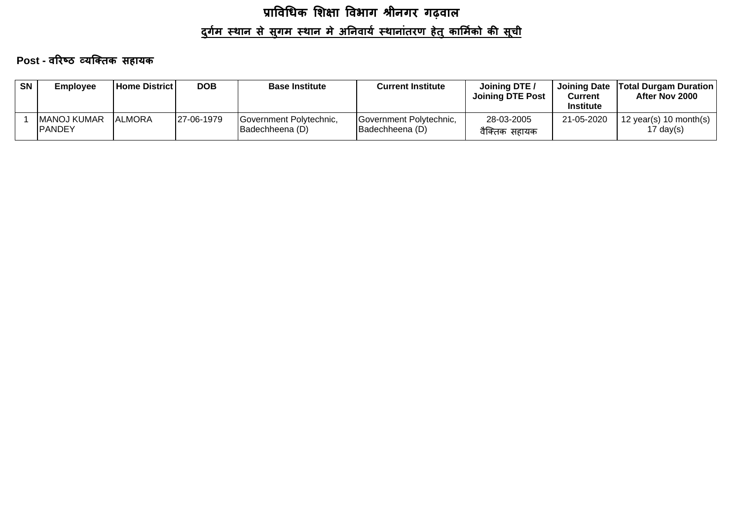# प्राविधिक शिक्षा विभाग श्रीनगर गढ़वाल

## दुर्गम स्थान से सुगम स्थान मे अनिवार्य स्थानांतरण हेतु कार्मिको की सूची

**Post - वरिष्ठ व्यक्तिक सहायक**

| SN | Employee | Home District | DOB | Base Institute | Current Institute | Joining DTE / Joining DTE Post | Joining Date Current Institute | Total Durgam Duration After Nov 2000 |
|---|---|---|---|---|---|---|---|---|
| 1 | MANOJ KUMAR PANDEY | ALMORA | 27-06-1979 | Government Polytechnic, Badechheena (D) | Government Polytechnic, Badechheena (D) | 28-03-2005 वैक्तिक सहायक | 21-05-2020 | 12 year(s) 10 month(s) 17 day(s) |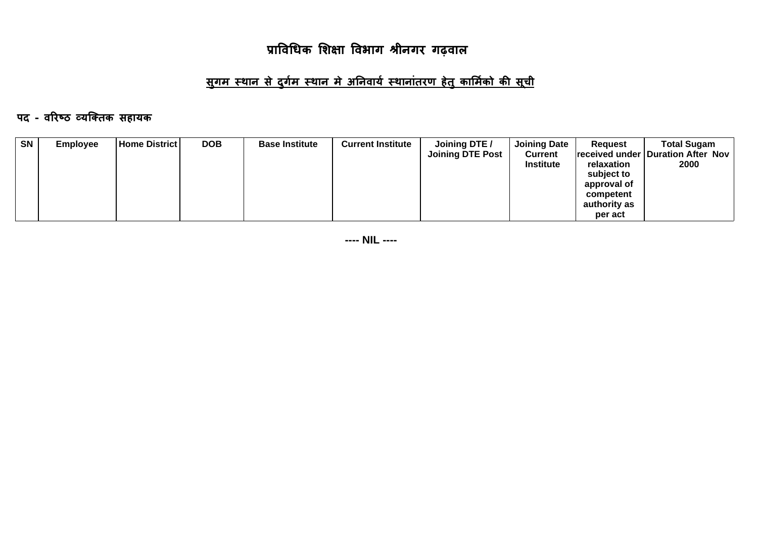# प्राविधिक शिक्षा विभाग श्रीनगर गढ़वाल

## सुगम स्थान से दुर्गम स्थान मे अनिवार्य स्थानांतरण हेतु कार्मिको की सूची

**पद - वरिष्ठ व्यक्तिक सहायक**

| SN | Employee | Home District | DOB | Base Institute | Current Institute | Joining DTE / Joining DTE Post | Joining Date Current Institute | Request received under relaxation subject to approval of competent authority as per act | Total Sugam Duration After Nov 2000 |
|---|---|---|---|---|---|---|---|---|---|

**---- NIL ----**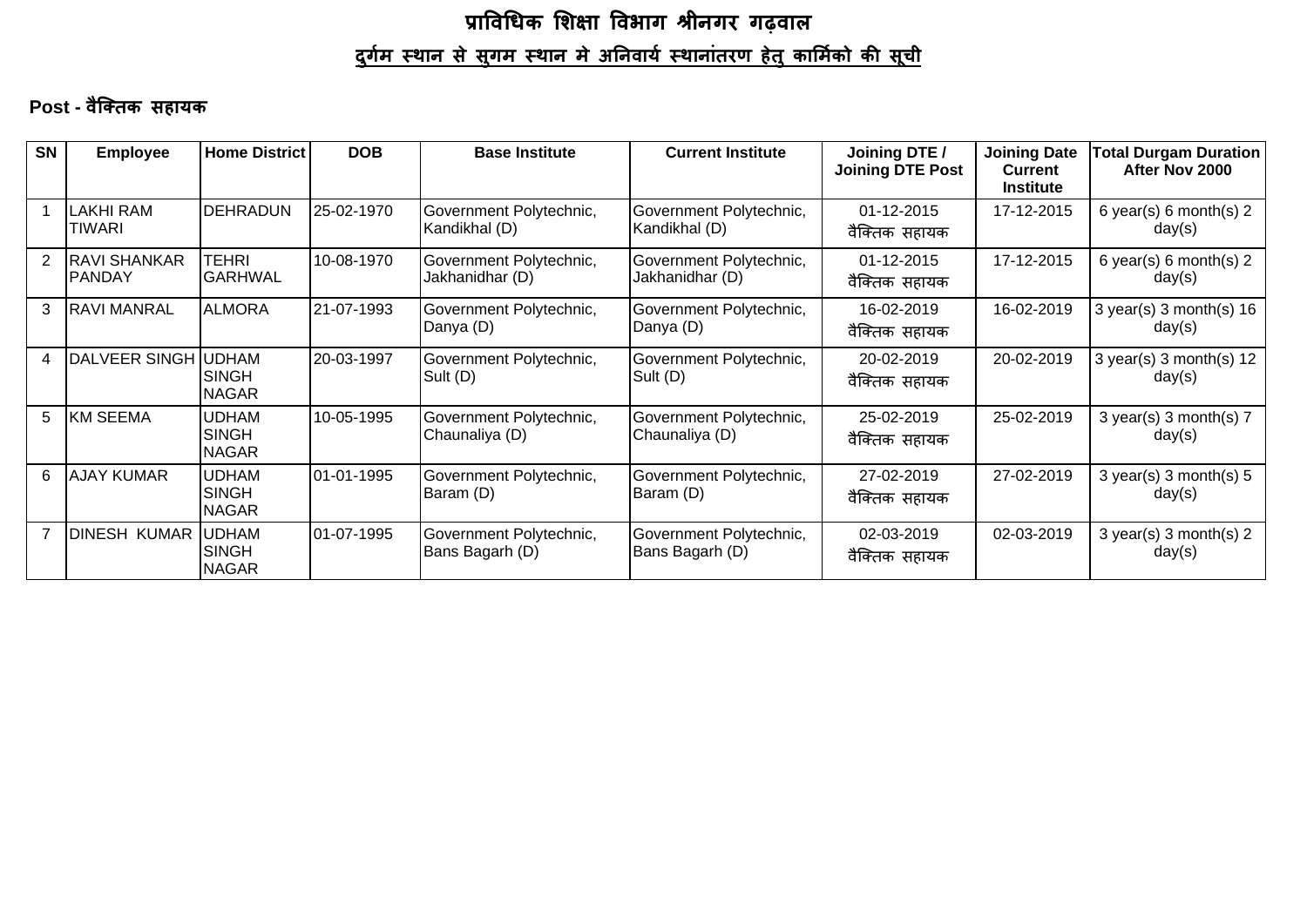# प्राविधिक शिक्षा विभाग श्रीनगर गढ़वाल

## दुर्गम स्थान से सुगम स्थान मे अनिवार्य स्थानांतरण हेतु कार्मिको की सूची

**Post - वैक्तिक सहायक**

| SN | Employee | Home District | DOB | Base Institute | Current Institute | Joining DTE / Joining DTE Post | Joining Date Current Institute | Total Durgam Duration After Nov 2000 |
|---|---|---|---|---|---|---|---|---|
| 1 | LAKHI RAM TIWARI | DEHRADUN | 25-02-1970 | Government Polytechnic, Kandikhal (D) | Government Polytechnic, Kandikhal (D) | 01-12-2015 वैक्तिक सहायक | 17-12-2015 | 6 year(s) 6 month(s) 2 day(s) |
| 2 | RAVI SHANKAR PANDAY | TEHRI GARHWAL | 10-08-1970 | Government Polytechnic, Jakhanidhar (D) | Government Polytechnic, Jakhanidhar (D) | 01-12-2015 वैक्तिक सहायक | 17-12-2015 | 6 year(s) 6 month(s) 2 day(s) |
| 3 | RAVI MANRAL | ALMORA | 21-07-1993 | Government Polytechnic, Danya (D) | Government Polytechnic, Danya (D) | 16-02-2019 वैक्तिक सहायक | 16-02-2019 | 3 year(s) 3 month(s) 16 day(s) |
| 4 | DALVEER SINGH | UDHAM SINGH NAGAR | 20-03-1997 | Government Polytechnic, Sult (D) | Government Polytechnic, Sult (D) | 20-02-2019 वैक्तिक सहायक | 20-02-2019 | 3 year(s) 3 month(s) 12 day(s) |
| 5 | KM SEEMA | UDHAM SINGH NAGAR | 10-05-1995 | Government Polytechnic, Chaunaliya (D) | Government Polytechnic, Chaunaliya (D) | 25-02-2019 वैक्तिक सहायक | 25-02-2019 | 3 year(s) 3 month(s) 7 day(s) |
| 6 | AJAY KUMAR | UDHAM SINGH NAGAR | 01-01-1995 | Government Polytechnic, Baram (D) | Government Polytechnic, Baram (D) | 27-02-2019 वैक्तिक सहायक | 27-02-2019 | 3 year(s) 3 month(s) 5 day(s) |
| 7 | DINESH KUMAR | UDHAM SINGH NAGAR | 01-07-1995 | Government Polytechnic, Bans Bagarh (D) | Government Polytechnic, Bans Bagarh (D) | 02-03-2019 वैक्तिक सहायक | 02-03-2019 | 3 year(s) 3 month(s) 2 day(s) |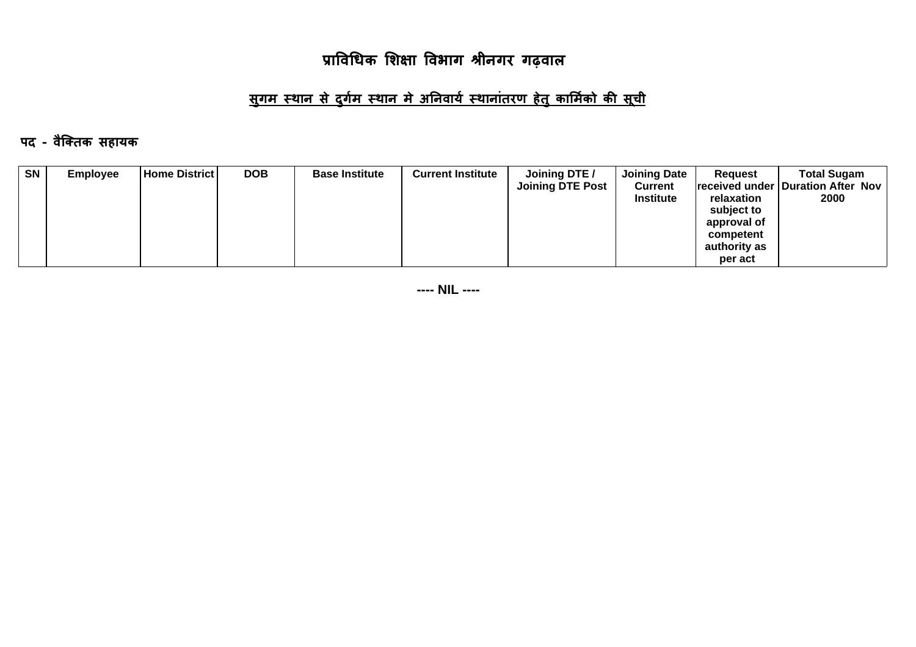# प्राविधिक शिक्षा विभाग श्रीनगर गढ़वाल

## सुगम स्थान से दुर्गम स्थान मे अनिवार्य स्थानांतरण हेतु कार्मिको की सूची

**पद - वैक्तिक सहायक**

| SN | Employee | Home District | DOB | Base Institute | Current Institute | Joining DTE / Joining DTE Post | Joining Date Current Institute | Request received under relaxation subject to approval of competent authority as per act | Total Sugam Duration After Nov 2000 |
|---|---|---|---|---|---|---|---|---|---|

**---- NIL ----**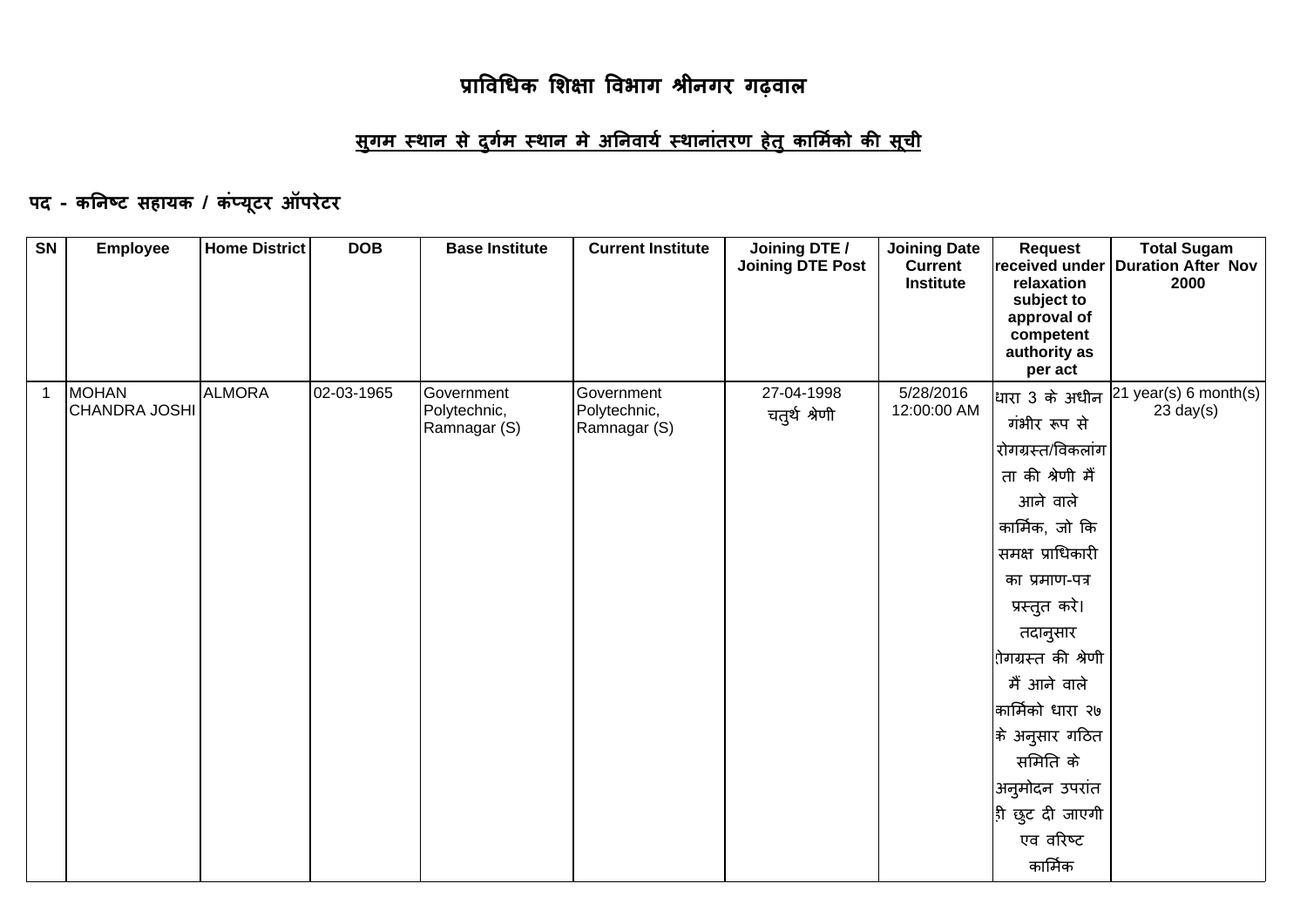# प्राविधिक शिक्षा विभाग श्रीनगर गढ़वाल

## सुगम स्थान से दुर्गम स्थान मे अनिवार्य स्थानांतरण हेतु कार्मिको की सूची

### पद - कनिष्ट सहायक / कंप्यूटर ऑपरेटर

| SN | Employee | Home District | DOB | Base Institute | Current Institute | Joining DTE / Joining DTE Post | Joining Date Current Institute | Request received under relaxation subject to approval of competent authority as per act | Total Sugam Duration After Nov 2000 |
|---|---|---|---|---|---|---|---|---|---|
| 1 | MOHAN CHANDRA JOSHI | ALMORA | 02-03-1965 | Government Polytechnic, Ramnagar (S) | Government Polytechnic, Ramnagar (S) | 27-04-1998 चतुर्थ श्रेणी | 5/28/2016 12:00:00 AM | धारा 3 के अधीन गंभीर रूप से रोगग्रस्त/विकलांगता की श्रेणी मैं आने वाले कार्मिक, जो कि समक्ष प्राधिकारी का प्रमाण-पत्र प्रस्तुत करे। तदानुसार रोगग्रस्त की श्रेणी मैं आने वाले कार्मिको धारा २७ के अनुसार गठित समिति के अनुमोदन उपरांत ही छुट दी जाएगी एव वरिष्ट कार्मिक | 21 year(s) 6 month(s) 23 day(s) |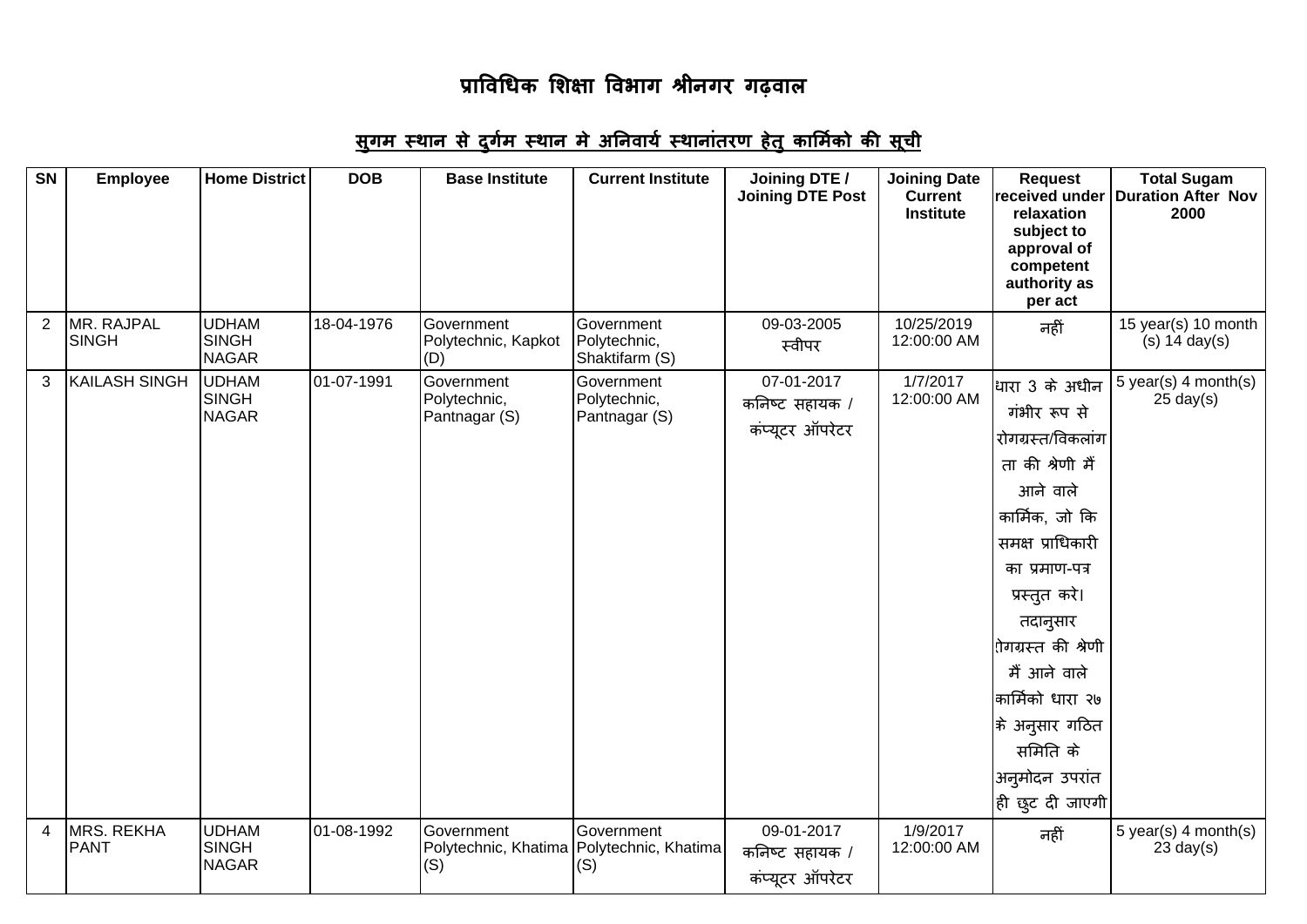# प्राविधिक शिक्षा विभाग श्रीनगर गढ़वाल

## सुगम स्थान से दुर्गम स्थान मे अनिवार्य स्थानांतरण हेतु कार्मिको की सूची

| SN | Employee | Home District | DOB | Base Institute | Current Institute | Joining DTE / Joining DTE Post | Joining Date Current Institute | Request received under relaxation subject to approval of competent authority as per act | Total Sugam Duration After Nov 2000 |
|---|---|---|---|---|---|---|---|---|---|
| 2 | MR. RAJPAL SINGH | UDHAM SINGH NAGAR | 18-04-1976 | Government Polytechnic, Kapkot (D) | Government Polytechnic, Shaktifarm (S) | 09-03-2005 स्वीपर | 10/25/2019 12:00:00 AM | नहीं | 15 year(s) 10 month (s) 14 day(s) |
| 3 | KAILASH SINGH | UDHAM SINGH NAGAR | 01-07-1991 | Government Polytechnic, Pantnagar (S) | Government Polytechnic, Pantnagar (S) | 07-01-2017 कनिष्ट सहायक / कंप्यूटर ऑपरेटर | 1/7/2017 12:00:00 AM | धारा 3 के अधीन गंभीर रूप से रोगग्रस्त/विकलांगता की श्रेणी मैं आने वाले कार्मिक, जो कि समक्ष प्राधिकारी का प्रमाण-पत्र प्रस्तुत करे। तदानुसार रोगग्रस्त की श्रेणी मैं आने वाले कार्मिको धारा २७ के अनुसार गठित समिति के अनुमोदन उपरांत ही छुट दी जाएगी | 5 year(s) 4 month(s) 25 day(s) |
| 4 | MRS. REKHA PANT | UDHAM SINGH NAGAR | 01-08-1992 | Government Polytechnic, Khatima (S) | Government Polytechnic, Khatima (S) | 09-01-2017 कनिष्ट सहायक / कंप्यूटर ऑपरेटर | 1/9/2017 12:00:00 AM | नहीं | 5 year(s) 4 month(s) 23 day(s) |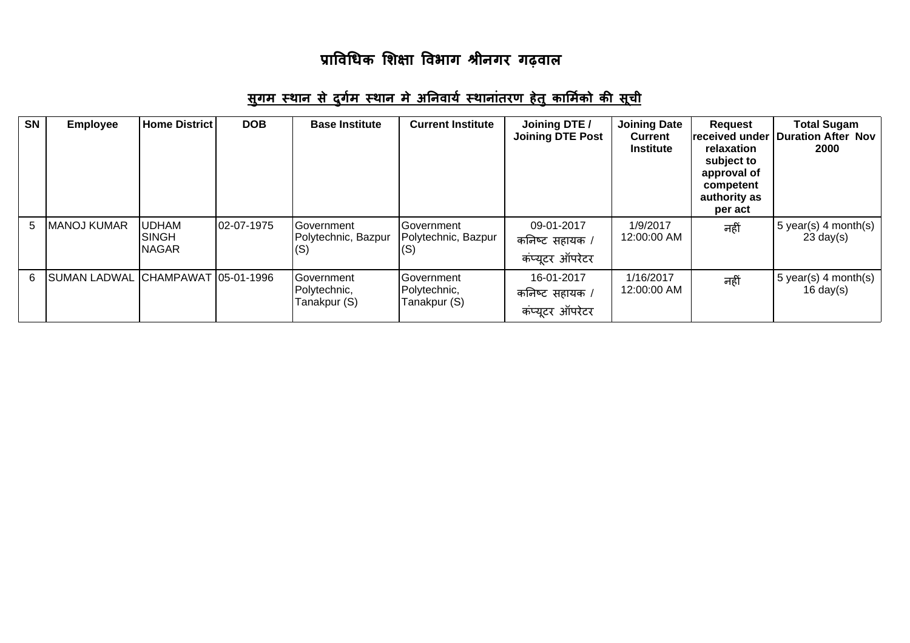# प्राविधिक शिक्षा विभाग श्रीनगर गढ़वाल

## <u>सुगम स्थान से दुर्गम स्थान मे अनिवार्य स्थानांतरण हेतु कार्मिको की सूची</u>

| SN | Employee | Home District | DOB | Base Institute | Current Institute | Joining DTE / Joining DTE Post | Joining Date Current Institute | Request received under relaxation subject to approval of competent authority as per act | Total Sugam Duration After Nov 2000 |
|---|---|---|---|---|---|---|---|---|---|
| 5 | MANOJ KUMAR | UDHAM SINGH NAGAR | 02-07-1975 | Government Polytechnic, Bazpur (S) | Government Polytechnic, Bazpur (S) | 09-01-2017 कनिष्ट सहायक / कंप्यूटर ऑपरेटर | 1/9/2017 12:00:00 AM | नहीं | 5 year(s) 4 month(s) 23 day(s) |
| 6 | SUMAN LADWAL | CHAMPAWAT | 05-01-1996 | Government Polytechnic, Tanakpur (S) | Government Polytechnic, Tanakpur (S) | 16-01-2017 कनिष्ट सहायक / कंप्यूटर ऑपरेटर | 1/16/2017 12:00:00 AM | नहीं | 5 year(s) 4 month(s) 16 day(s) |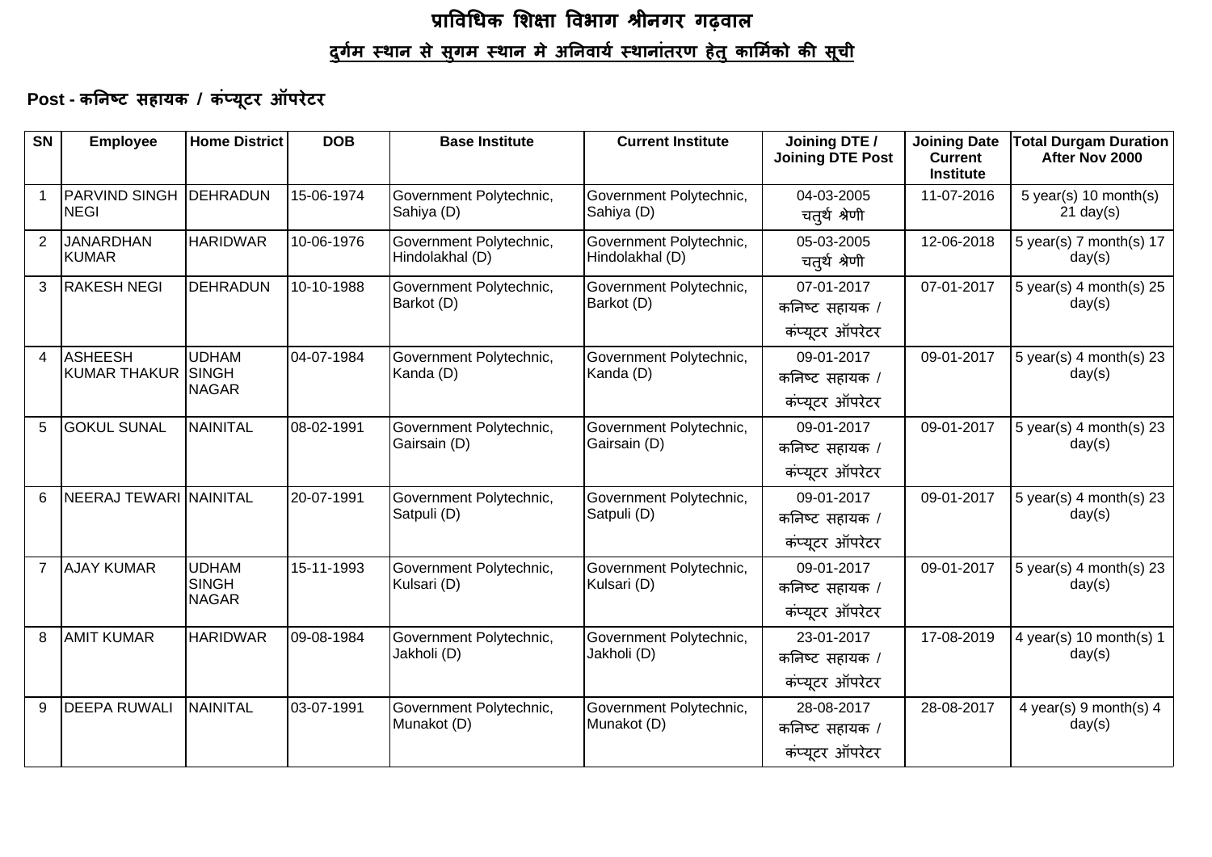# प्राविधिक शिक्षा विभाग श्रीनगर गढ़वाल

## दुर्गम स्थान से सुगम स्थान मे अनिवार्य स्थानांतरण हेतु कार्मिको की सूची

### Post - कनिष्ट सहायक / कंप्यूटर ऑपरेटर

| SN | Employee | Home District | DOB | Base Institute | Current Institute | Joining DTE / Joining DTE Post | Joining Date Current Institute | Total Durgam Duration After Nov 2000 |
|---|---|---|---|---|---|---|---|---|
| 1 | PARVIND SINGH NEGI | DEHRADUN | 15-06-1974 | Government Polytechnic, Sahiya (D) | Government Polytechnic, Sahiya (D) | 04-03-2005 चतुर्थ श्रेणी | 11-07-2016 | 5 year(s) 10 month(s) 21 day(s) |
| 2 | JANARDHAN KUMAR | HARIDWAR | 10-06-1976 | Government Polytechnic, Hindolakhal (D) | Government Polytechnic, Hindolakhal (D) | 05-03-2005 चतुर्थ श्रेणी | 12-06-2018 | 5 year(s) 7 month(s) 17 day(s) |
| 3 | RAKESH NEGI | DEHRADUN | 10-10-1988 | Government Polytechnic, Barkot (D) | Government Polytechnic, Barkot (D) | 07-01-2017 कनिष्ट सहायक / कंप्यूटर ऑपरेटर | 07-01-2017 | 5 year(s) 4 month(s) 25 day(s) |
| 4 | ASHEESH KUMAR THAKUR | UDHAM SINGH NAGAR | 04-07-1984 | Government Polytechnic, Kanda (D) | Government Polytechnic, Kanda (D) | 09-01-2017 कनिष्ट सहायक / कंप्यूटर ऑपरेटर | 09-01-2017 | 5 year(s) 4 month(s) 23 day(s) |
| 5 | GOKUL SUNAL | NAINITAL | 08-02-1991 | Government Polytechnic, Gairsain (D) | Government Polytechnic, Gairsain (D) | 09-01-2017 कनिष्ट सहायक / कंप्यूटर ऑपरेटर | 09-01-2017 | 5 year(s) 4 month(s) 23 day(s) |
| 6 | NEERAJ TEWARI | NAINITAL | 20-07-1991 | Government Polytechnic, Satpuli (D) | Government Polytechnic, Satpuli (D) | 09-01-2017 कनिष्ट सहायक / कंप्यूटर ऑपरेटर | 09-01-2017 | 5 year(s) 4 month(s) 23 day(s) |
| 7 | AJAY KUMAR | UDHAM SINGH NAGAR | 15-11-1993 | Government Polytechnic, Kulsari (D) | Government Polytechnic, Kulsari (D) | 09-01-2017 कनिष्ट सहायक / कंप्यूटर ऑपरेटर | 09-01-2017 | 5 year(s) 4 month(s) 23 day(s) |
| 8 | AMIT KUMAR | HARIDWAR | 09-08-1984 | Government Polytechnic, Jakholi (D) | Government Polytechnic, Jakholi (D) | 23-01-2017 कनिष्ट सहायक / कंप्यूटर ऑपरेटर | 17-08-2019 | 4 year(s) 10 month(s) 1 day(s) |
| 9 | DEEPA RUWALI | NAINITAL | 03-07-1991 | Government Polytechnic, Munakot (D) | Government Polytechnic, Munakot (D) | 28-08-2017 कनिष्ट सहायक / कंप्यूटर ऑपरेटर | 28-08-2017 | 4 year(s) 9 month(s) 4 day(s) |